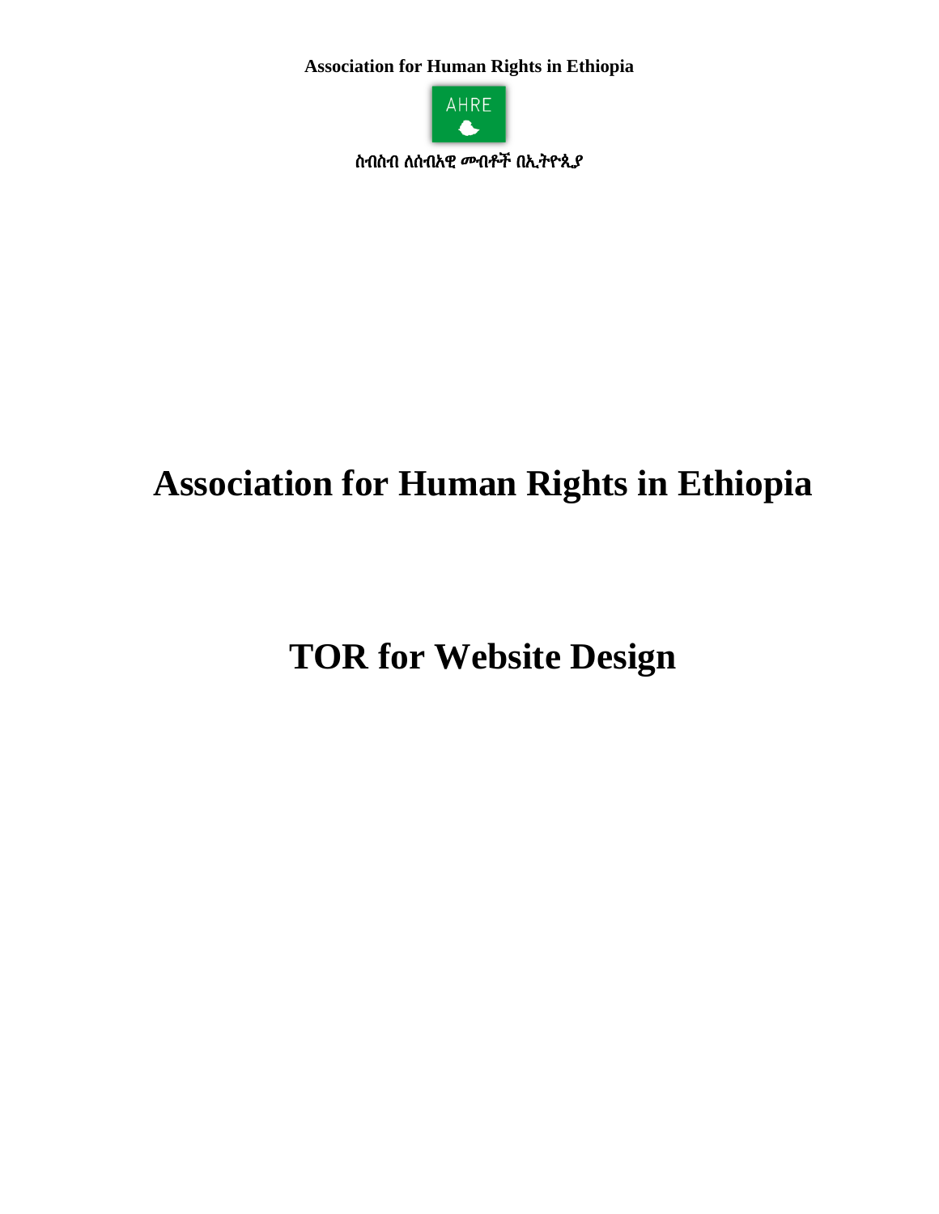**Association for Human Rights in Ethiopia**

AHRE

ስብስብ ለሰብአዊ መብቶች በኢትዮጲያ

# Association for Human Rights in Ethiopia

# TOR for Website Design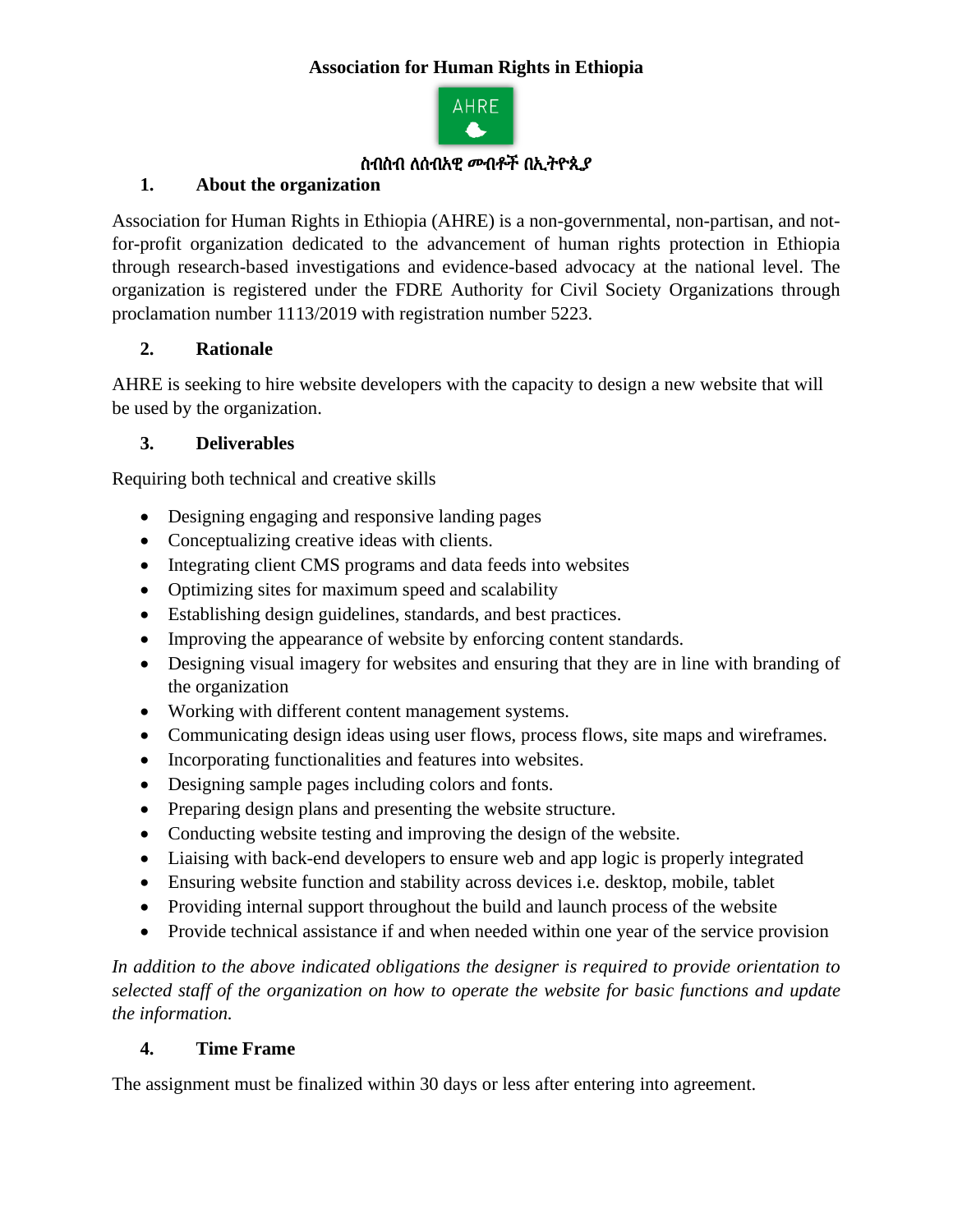**Association for Human Rights in Ethiopia**

AHRE

ስብስብ ለሰብአዊ መብቶች በኢትዮጲያ

## 1. About the organization

Association for Human Rights in Ethiopia (AHRE) is a non-governmental, non-partisan, and not-for-profit organization dedicated to the advancement of human rights protection in Ethiopia through research-based investigations and evidence-based advocacy at the national level. The organization is registered under the FDRE Authority for Civil Society Organizations through proclamation number 1113/2019 with registration number 5223.

## 2. Rationale

AHRE is seeking to hire website developers with the capacity to design a new website that will be used by the organization.

## 3. Deliverables

Requiring both technical and creative skills

- Designing engaging and responsive landing pages
- Conceptualizing creative ideas with clients.
- Integrating client CMS programs and data feeds into websites
- Optimizing sites for maximum speed and scalability
- Establishing design guidelines, standards, and best practices.
- Improving the appearance of website by enforcing content standards.
- Designing visual imagery for websites and ensuring that they are in line with branding of the organization
- Working with different content management systems.
- Communicating design ideas using user flows, process flows, site maps and wireframes.
- Incorporating functionalities and features into websites.
- Designing sample pages including colors and fonts.
- Preparing design plans and presenting the website structure.
- Conducting website testing and improving the design of the website.
- Liaising with back-end developers to ensure web and app logic is properly integrated
- Ensuring website function and stability across devices i.e. desktop, mobile, tablet
- Providing internal support throughout the build and launch process of the website
- Provide technical assistance if and when needed within one year of the service provision

*In addition to the above indicated obligations the designer is required to provide orientation to selected staff of the organization on how to operate the website for basic functions and update the information.*

## 4. Time Frame

The assignment must be finalized within 30 days or less after entering into agreement.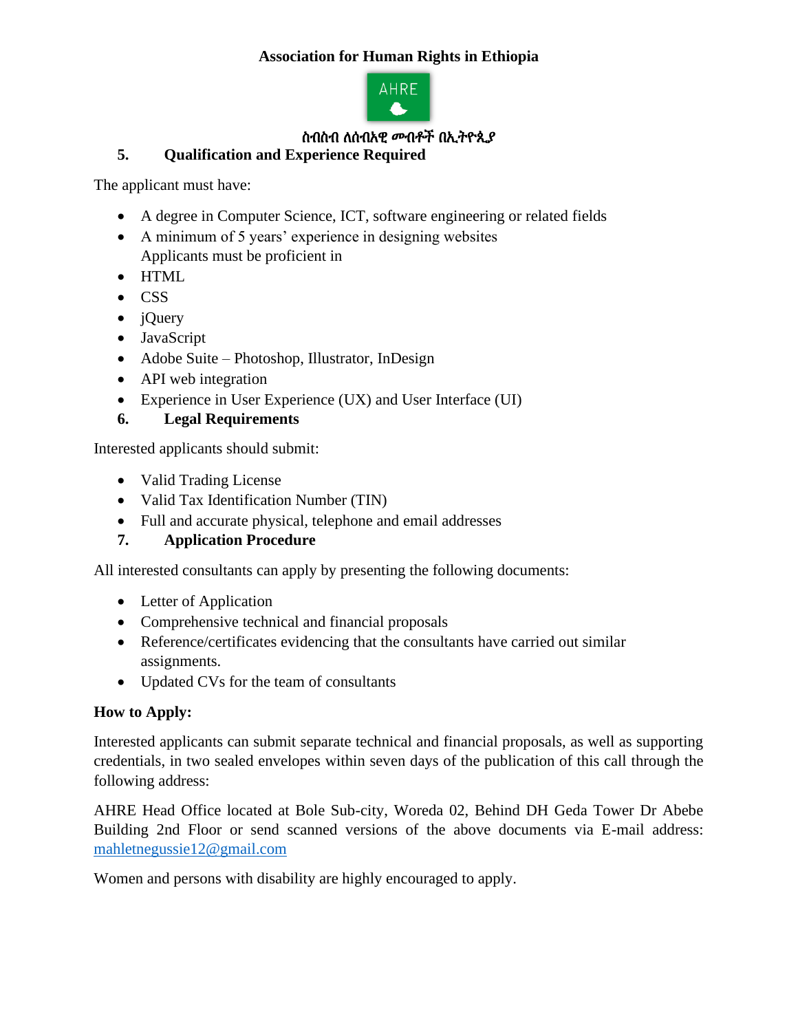**Association for Human Rights in Ethiopia**

ስብስብ ለሰብአዊ መብቶች በኢትዮጲያ

### 5. Qualification and Experience Required

The applicant must have:

- A degree in Computer Science, ICT, software engineering or related fields
- A minimum of 5 years' experience in designing websites
  Applicants must be proficient in
- HTML
- CSS
- jQuery
- JavaScript
- Adobe Suite – Photoshop, Illustrator, InDesign
- API web integration
- Experience in User Experience (UX) and User Interface (UI)

### 6. Legal Requirements

Interested applicants should submit:

- Valid Trading License
- Valid Tax Identification Number (TIN)
- Full and accurate physical, telephone and email addresses

### 7. Application Procedure

All interested consultants can apply by presenting the following documents:

- Letter of Application
- Comprehensive technical and financial proposals
- Reference/certificates evidencing that the consultants have carried out similar assignments.
- Updated CVs for the team of consultants

**How to Apply:**

Interested applicants can submit separate technical and financial proposals, as well as supporting credentials, in two sealed envelopes within seven days of the publication of this call through the following address:

AHRE Head Office located at Bole Sub-city, Woreda 02, Behind DH Geda Tower Dr Abebe Building 2nd Floor or send scanned versions of the above documents via E-mail address: mahletnegussie12@gmail.com

Women and persons with disability are highly encouraged to apply.